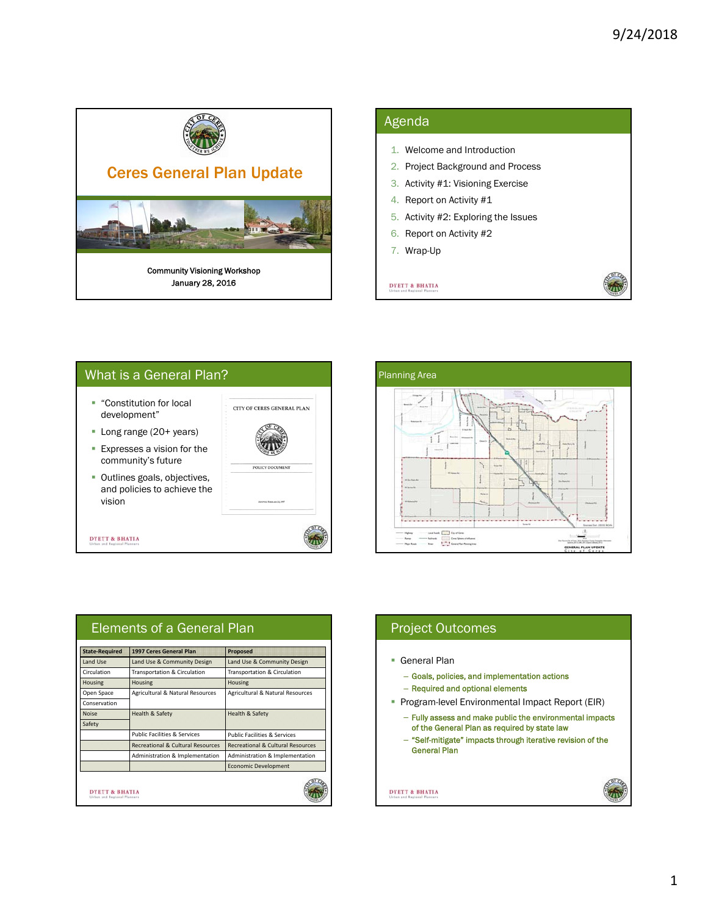# Ceres General Plan Update

Community Visioning Workshop
January 28, 2016

## Agenda

1. Welcome and Introduction
2. Project Background and Process
3. Activity #1: Visioning Exercise
4. Report on Activity #1
5. Activity #2: Exploring the Issues
6. Report on Activity #2
7. Wrap-Up

DYETT & BHATIA
Urban and Regional Planners

## What is a General Plan?

- "Constitution for local development"
- Long range (20+ years)
- Expresses a vision for the community's future
- Outlines goals, objectives, and policies to achieve the vision

CITY OF CERES GENERAL PLAN

POLICY DOCUMENT

DYETT & BHATIA
Urban and Regional Planners

## Planning Area

GENERAL PLAN UPDATE
City of Ceres

## Elements of a General Plan

| State-Required | 1997 Ceres General Plan | Proposed |
|---|---|---|
| Land Use | Land Use & Community Design | Land Use & Community Design |
| Circulation | Transportation & Circulation | Transportation & Circulation |
| Housing | Housing | Housing |
| Open Space | Agricultural & Natural Resources | Agricultural & Natural Resources |
| Conservation | | |
| Noise | Health & Safety | Health & Safety |
| Safety | | |
| | Public Facilities & Services | Public Facilities & Services |
| | Recreational & Cultural Resources | Recreational & Cultural Resources |
| | Administration & Implementation | Administration & Implementation |
| | | Economic Development |

DYETT & BHATIA
Urban and Regional Planners

## Project Outcomes

- General Plan
  - Goals, policies, and implementation actions
  - Required and optional elements
- Program-level Environmental Impact Report (EIR)
  - Fully assess and make public the environmental impacts of the General Plan as required by state law
  - "Self-mitigate" impacts through iterative revision of the General Plan

DYETT & BHATIA
Urban and Regional Planners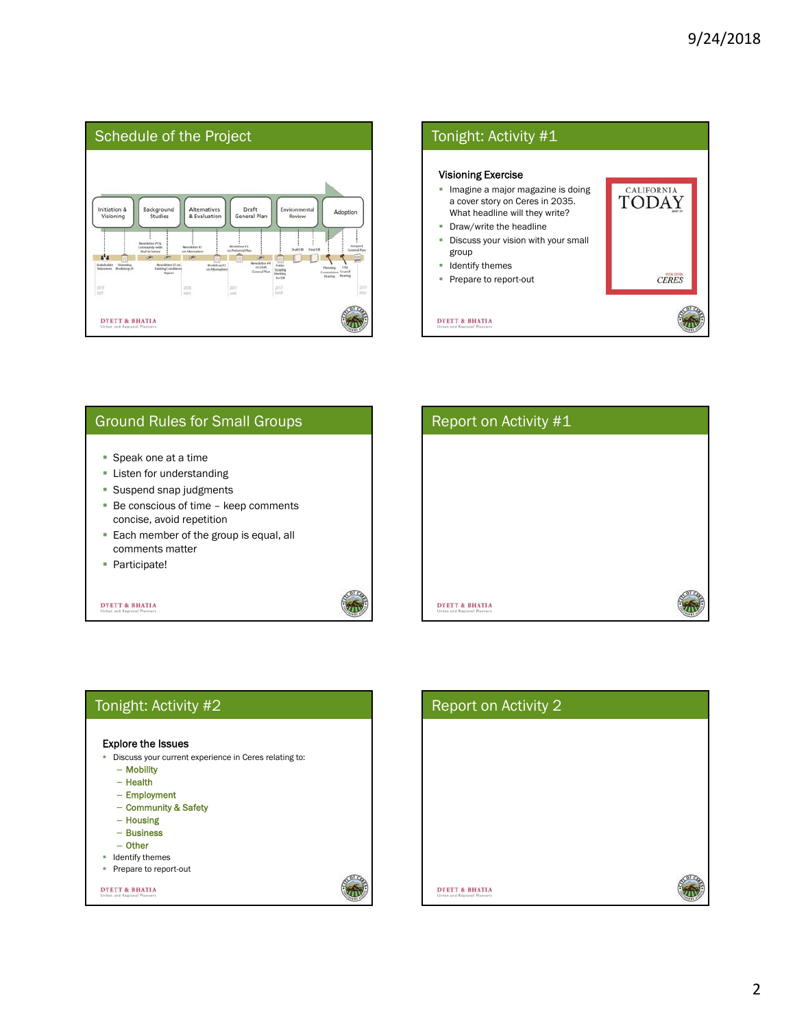## Schedule of the Project

Initiation & Visioning → Background Studies → Alternatives & Evaluation → Draft General Plan → Environmental Review → Adoption

Stakeholder Interviews, Visioning Workshop #1, Newsletter #1 & Community-wide Mail-in Survey, Newsletter #2 on Existing Conditions Report, Newsletter #3 on Alternatives, Workshop #2 on Alternatives, Workshop #3 on Preferred Plan, Newsletter #4 on Draft General Plan, Public Scoping Meeting for EIR, Draft EIR, Final EIR, Planning Commission Hearing, City Council Hearing, Adopted General Plan

2015 OCT · 2016 MAY · 2017 JAN · 2017 MAR · 2017 NOV

DYETT & BHATIA Urban and Regional Planners

## Tonight: Activity #1

**Visioning Exercise**

- Imagine a major magazine is doing a cover story on Ceres in 2035. What headline will they write?
- Draw/write the headline
- Discuss your vision with your small group
- Identify themes
- Prepare to report-out

CALIFORNIA TODAY

CERES

DYETT & BHATIA Urban and Regional Planners

## Ground Rules for Small Groups

- Speak one at a time
- Listen for understanding
- Suspend snap judgments
- Be conscious of time – keep comments concise, avoid repetition
- Each member of the group is equal, all comments matter
- Participate!

DYETT & BHATIA Urban and Regional Planners

## Report on Activity #1

DYETT & BHATIA Urban and Regional Planners

## Tonight: Activity #2

**Explore the Issues**

- Discuss your current experience in Ceres relating to:
  - Mobility
  - Health
  - Employment
  - Community & Safety
  - Housing
  - Business
  - Other
- Identify themes
- Prepare to report-out

DYETT & BHATIA Urban and Regional Planners

## Report on Activity 2

DYETT & BHATIA Urban and Regional Planners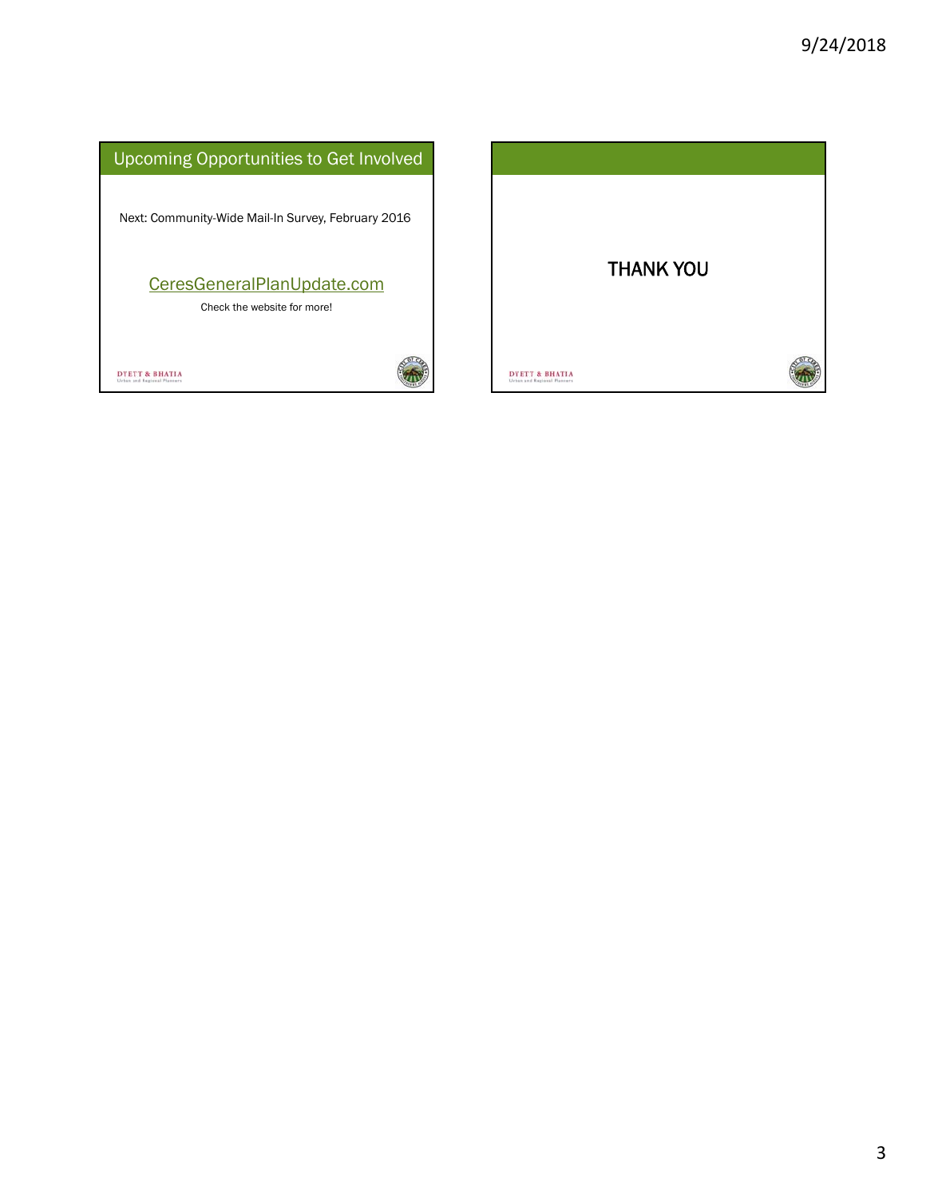## Upcoming Opportunities to Get Involved

Next: Community-Wide Mail-In Survey, February 2016

CeresGeneralPlanUpdate.com

Check the website for more!

DYETT & BHATIA
Urban and Regional Planners

THANK YOU

DYETT & BHATIA
Urban and Regional Planners